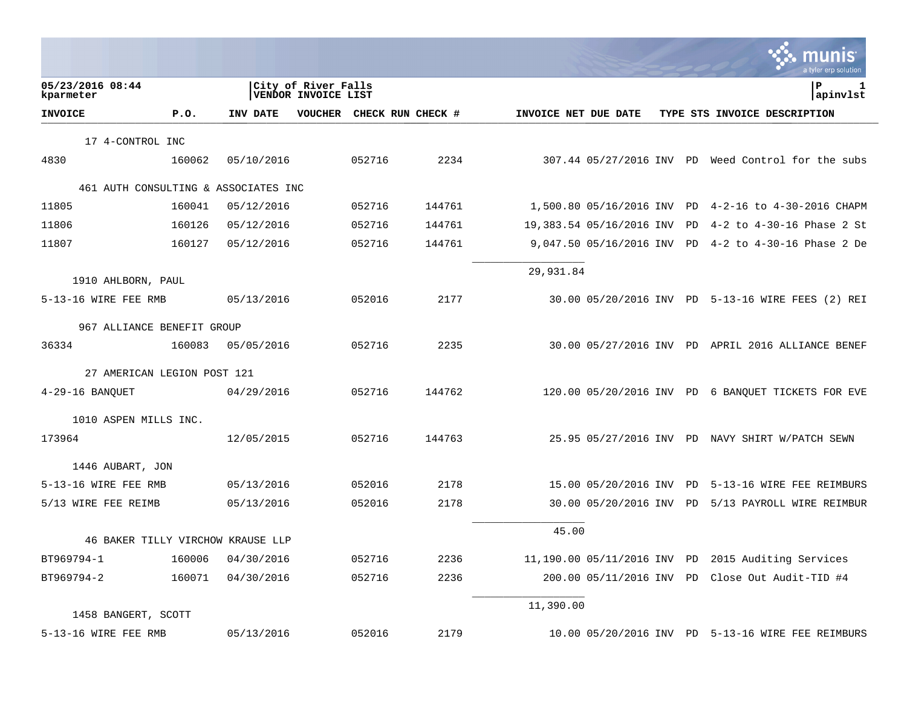05/23/2016 08:44
kparmeter

City of River Falls
VENDOR INVOICE LIST

| INVOICE | P.O. | INV DATE | VOUCHER | CHECK RUN | CHECK # | INVOICE NET | DUE DATE | TYPE | STS | INVOICE DESCRIPTION |
|---|---|---|---|---|---|---|---|---|---|---|
| 17 4-CONTROL INC | | | | | | | | | | |
| 4830 | 160062 | 05/10/2016 | | 052716 | 2234 | 307.44 | 05/27/2016 | INV | PD | Weed Control for the subs |
| 461 AUTH CONSULTING & ASSOCIATES INC | | | | | | | | | | |
| 11805 | 160041 | 05/12/2016 | | 052716 | 144761 | 1,500.80 | 05/16/2016 | INV | PD | 4-2-16 to 4-30-2016 CHAPM |
| 11806 | 160126 | 05/12/2016 | | 052716 | 144761 | 19,383.54 | 05/16/2016 | INV | PD | 4-2 to 4-30-16 Phase 2 St |
| 11807 | 160127 | 05/12/2016 | | 052716 | 144761 | 9,047.50 | 05/16/2016 | INV | PD | 4-2 to 4-30-16 Phase 2 De |
| | | | | | | 29,931.84 | | | | |
| 1910 AHLBORN, PAUL | | | | | | | | | | |
| 5-13-16 WIRE FEE RMB | | 05/13/2016 | | 052016 | 2177 | 30.00 | 05/20/2016 | INV | PD | 5-13-16 WIRE FEES (2) REI |
| 967 ALLIANCE BENEFIT GROUP | | | | | | | | | | |
| 36334 | 160083 | 05/05/2016 | | 052716 | 2235 | 30.00 | 05/27/2016 | INV | PD | APRIL 2016 ALLIANCE BENEF |
| 27 AMERICAN LEGION POST 121 | | | | | | | | | | |
| 4-29-16 BANQUET | | 04/29/2016 | | 052716 | 144762 | 120.00 | 05/20/2016 | INV | PD | 6 BANQUET TICKETS FOR EVE |
| 1010 ASPEN MILLS INC. | | | | | | | | | | |
| 173964 | | 12/05/2015 | | 052716 | 144763 | 25.95 | 05/27/2016 | INV | PD | NAVY SHIRT W/PATCH SEWN |
| 1446 AUBART, JON | | | | | | | | | | |
| 5-13-16 WIRE FEE RMB | | 05/13/2016 | | 052016 | 2178 | 15.00 | 05/20/2016 | INV | PD | 5-13-16 WIRE FEE REIMBURS |
| 5/13 WIRE FEE REIMB | | 05/13/2016 | | 052016 | 2178 | 30.00 | 05/20/2016 | INV | PD | 5/13 PAYROLL WIRE REIMBUR |
| | | | | | | 45.00 | | | | |
| 46 BAKER TILLY VIRCHOW KRAUSE LLP | | | | | | | | | | |
| BT969794-1 | 160006 | 04/30/2016 | | 052716 | 2236 | 11,190.00 | 05/11/2016 | INV | PD | 2015 Auditing Services |
| BT969794-2 | 160071 | 04/30/2016 | | 052716 | 2236 | 200.00 | 05/11/2016 | INV | PD | Close Out Audit-TID #4 |
| | | | | | | 11,390.00 | | | | |
| 1458 BANGERT, SCOTT | | | | | | | | | | |
| 5-13-16 WIRE FEE RMB | | 05/13/2016 | | 052016 | 2179 | 10.00 | 05/20/2016 | INV | PD | 5-13-16 WIRE FEE REIMBURS |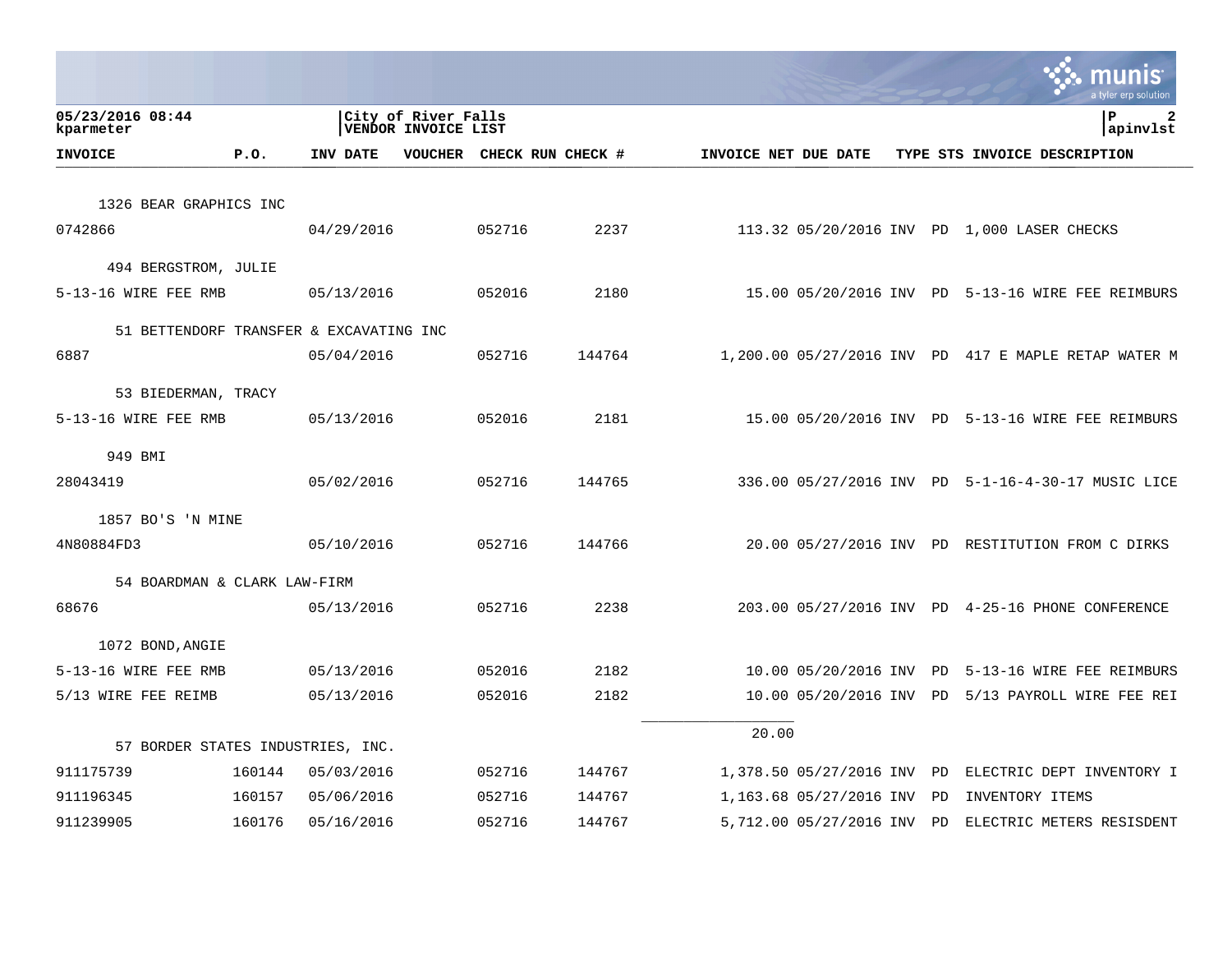| INVOICE | P.O. | INV DATE | VOUCHER | CHECK RUN | CHECK # | INVOICE NET | DUE DATE | TYPE | STS | INVOICE DESCRIPTION |
|---|---|---|---|---|---|---|---|---|---|---|
| 1326 BEAR GRAPHICS INC | | | | | | | | | | |
| 0742866 | | 04/29/2016 | | 052716 | 2237 | 113.32 | 05/20/2016 | INV | PD | 1,000 LASER CHECKS |
| 494 BERGSTROM, JULIE | | | | | | | | | | |
| 5-13-16 WIRE FEE RMB | | 05/13/2016 | | 052016 | 2180 | 15.00 | 05/20/2016 | INV | PD | 5-13-16 WIRE FEE REIMBURS |
| 51 BETTENDORF TRANSFER & EXCAVATING INC | | | | | | | | | | |
| 6887 | | 05/04/2016 | | 052716 | 144764 | 1,200.00 | 05/27/2016 | INV | PD | 417 E MAPLE RETAP WATER M |
| 53 BIEDERMAN, TRACY | | | | | | | | | | |
| 5-13-16 WIRE FEE RMB | | 05/13/2016 | | 052016 | 2181 | 15.00 | 05/20/2016 | INV | PD | 5-13-16 WIRE FEE REIMBURS |
| 949 BMI | | | | | | | | | | |
| 28043419 | | 05/02/2016 | | 052716 | 144765 | 336.00 | 05/27/2016 | INV | PD | 5-1-16-4-30-17 MUSIC LICE |
| 1857 BO'S 'N MINE | | | | | | | | | | |
| 4N80884FD3 | | 05/10/2016 | | 052716 | 144766 | 20.00 | 05/27/2016 | INV | PD | RESTITUTION FROM C DIRKS |
| 54 BOARDMAN & CLARK LAW-FIRM | | | | | | | | | | |
| 68676 | | 05/13/2016 | | 052716 | 2238 | 203.00 | 05/27/2016 | INV | PD | 4-25-16 PHONE CONFERENCE |
| 1072 BOND, ANGIE | | | | | | | | | | |
| 5-13-16 WIRE FEE RMB | | 05/13/2016 | | 052016 | 2182 | 10.00 | 05/20/2016 | INV | PD | 5-13-16 WIRE FEE REIMBURS |
| 5/13 WIRE FEE REIMB | | 05/13/2016 | | 052016 | 2182 | 10.00 | 05/20/2016 | INV | PD | 5/13 PAYROLL WIRE FEE REI |
| | | | | | | 20.00 | | | | |
| 57 BORDER STATES INDUSTRIES, INC. | | | | | | | | | | |
| 911175739 | 160144 | 05/03/2016 | | 052716 | 144767 | 1,378.50 | 05/27/2016 | INV | PD | ELECTRIC DEPT INVENTORY I |
| 911196345 | 160157 | 05/06/2016 | | 052716 | 144767 | 1,163.68 | 05/27/2016 | INV | PD | INVENTORY ITEMS |
| 911239905 | 160176 | 05/16/2016 | | 052716 | 144767 | 5,712.00 | 05/27/2016 | INV | PD | ELECTRIC METERS RESISDENT |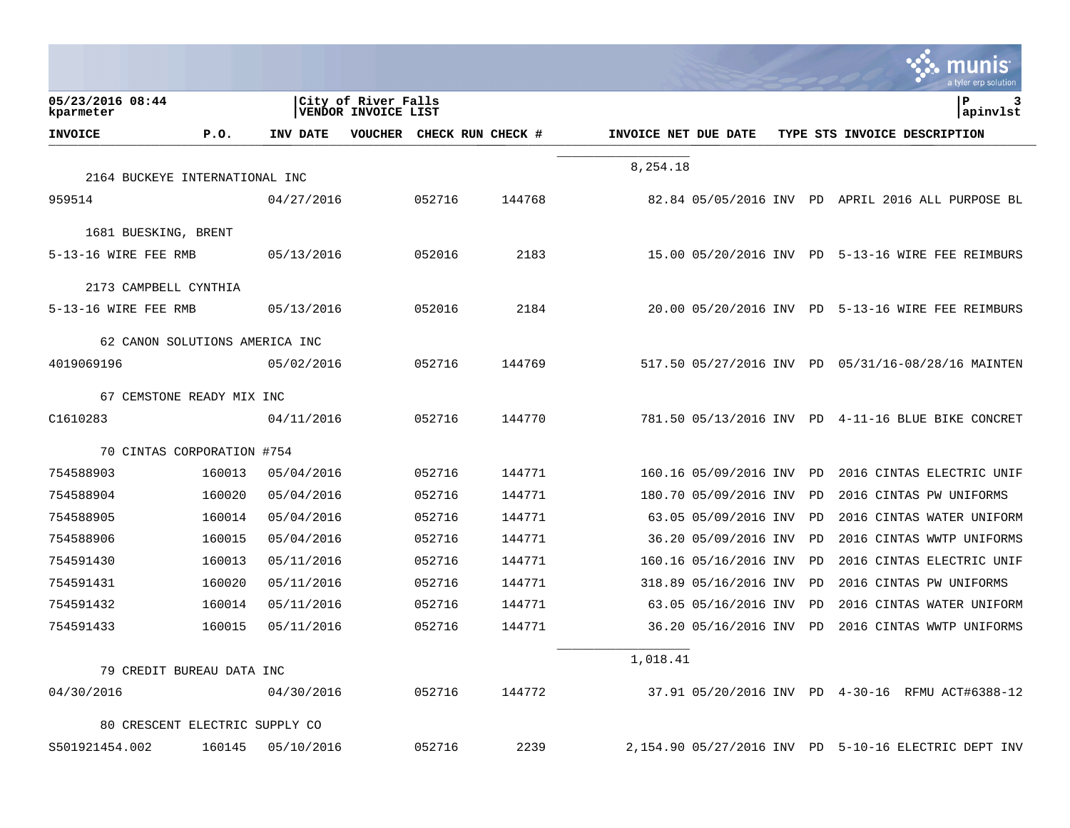| INVOICE | P.O. | INV DATE | VOUCHER | CHECK RUN | CHECK # | INVOICE NET | DUE DATE | TYPE | STS | INVOICE DESCRIPTION |
|---|---|---|---|---|---|---|---|---|---|---|
| | | | | | | 8,254.18 | | | | |
| 2164 BUCKEYE INTERNATIONAL INC | | | | | | | | | | |
| 959514 | | 04/27/2016 | | 052716 | 144768 | 82.84 | 05/05/2016 | INV | PD | APRIL 2016 ALL PURPOSE BL |
| 1681 BUESKING, BRENT | | | | | | | | | | |
| 5-13-16 WIRE FEE RMB | | 05/13/2016 | | 052016 | 2183 | 15.00 | 05/20/2016 | INV | PD | 5-13-16 WIRE FEE REIMBURS |
| 2173 CAMPBELL CYNTHIA | | | | | | | | | | |
| 5-13-16 WIRE FEE RMB | | 05/13/2016 | | 052016 | 2184 | 20.00 | 05/20/2016 | INV | PD | 5-13-16 WIRE FEE REIMBURS |
| 62 CANON SOLUTIONS AMERICA INC | | | | | | | | | | |
| 4019069196 | | 05/02/2016 | | 052716 | 144769 | 517.50 | 05/27/2016 | INV | PD | 05/31/16-08/28/16 MAINTEN |
| 67 CEMSTONE READY MIX INC | | | | | | | | | | |
| C1610283 | | 04/11/2016 | | 052716 | 144770 | 781.50 | 05/13/2016 | INV | PD | 4-11-16 BLUE BIKE CONCRET |
| 70 CINTAS CORPORATION #754 | | | | | | | | | | |
| 754588903 | 160013 | 05/04/2016 | | 052716 | 144771 | 160.16 | 05/09/2016 | INV | PD | 2016 CINTAS ELECTRIC UNIF |
| 754588904 | 160020 | 05/04/2016 | | 052716 | 144771 | 180.70 | 05/09/2016 | INV | PD | 2016 CINTAS PW UNIFORMS |
| 754588905 | 160014 | 05/04/2016 | | 052716 | 144771 | 63.05 | 05/09/2016 | INV | PD | 2016 CINTAS WATER UNIFORM |
| 754588906 | 160015 | 05/04/2016 | | 052716 | 144771 | 36.20 | 05/09/2016 | INV | PD | 2016 CINTAS WWTP UNIFORMS |
| 754591430 | 160013 | 05/11/2016 | | 052716 | 144771 | 160.16 | 05/16/2016 | INV | PD | 2016 CINTAS ELECTRIC UNIF |
| 754591431 | 160020 | 05/11/2016 | | 052716 | 144771 | 318.89 | 05/16/2016 | INV | PD | 2016 CINTAS PW UNIFORMS |
| 754591432 | 160014 | 05/11/2016 | | 052716 | 144771 | 63.05 | 05/16/2016 | INV | PD | 2016 CINTAS WATER UNIFORM |
| 754591433 | 160015 | 05/11/2016 | | 052716 | 144771 | 36.20 | 05/16/2016 | INV | PD | 2016 CINTAS WWTP UNIFORMS |
| | | | | | | 1,018.41 | | | | |
| 79 CREDIT BUREAU DATA INC | | | | | | | | | | |
| 04/30/2016 | | 04/30/2016 | | 052716 | 144772 | 37.91 | 05/20/2016 | INV | PD | 4-30-16 RFMU ACT#6388-12 |
| 80 CRESCENT ELECTRIC SUPPLY CO | | | | | | | | | | |
| S501921454.002 | 160145 | 05/10/2016 | | 052716 | 2239 | 2,154.90 | 05/27/2016 | INV | PD | 5-10-16 ELECTRIC DEPT INV |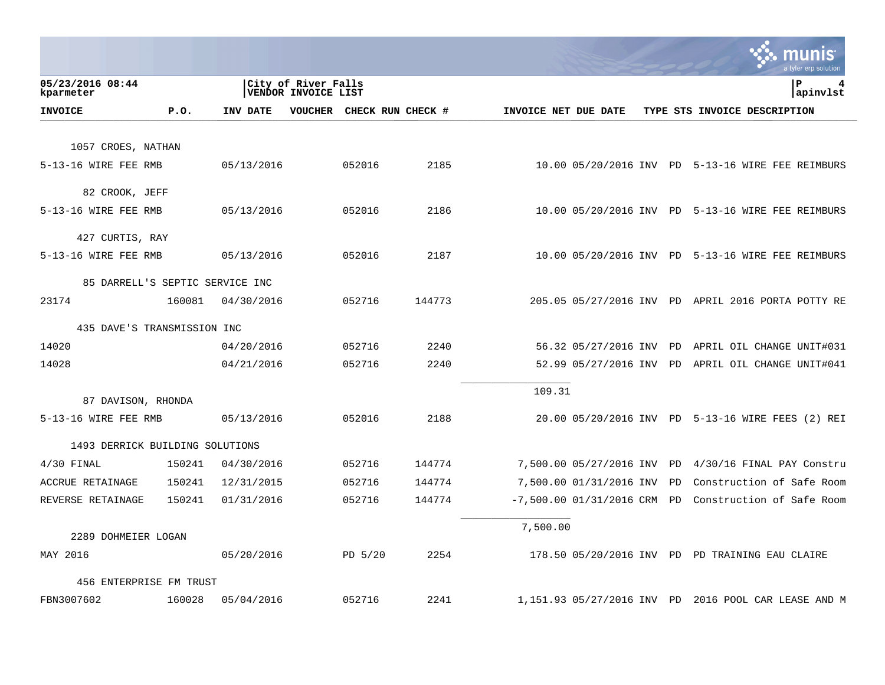05/23/2016 08:44
kparmeter

City of River Falls
VENDOR INVOICE LIST

apinvlst

| INVOICE | P.O. | INV DATE | VOUCHER | CHECK RUN | CHECK # | INVOICE NET | DUE DATE | TYPE | STS | INVOICE DESCRIPTION |
|---|---|---|---|---|---|---|---|---|---|---|
| 1057 CROES, NATHAN | | | | | | | | | | |
| 5-13-16 WIRE FEE RMB | | 05/13/2016 | | 052016 | 2185 | 10.00 | 05/20/2016 | INV | PD | 5-13-16 WIRE FEE REIMBURS |
| 82 CROOK, JEFF | | | | | | | | | | |
| 5-13-16 WIRE FEE RMB | | 05/13/2016 | | 052016 | 2186 | 10.00 | 05/20/2016 | INV | PD | 5-13-16 WIRE FEE REIMBURS |
| 427 CURTIS, RAY | | | | | | | | | | |
| 5-13-16 WIRE FEE RMB | | 05/13/2016 | | 052016 | 2187 | 10.00 | 05/20/2016 | INV | PD | 5-13-16 WIRE FEE REIMBURS |
| 85 DARRELL'S SEPTIC SERVICE INC | | | | | | | | | | |
| 23174 | 160081 | 04/30/2016 | | 052716 | 144773 | 205.05 | 05/27/2016 | INV | PD | APRIL 2016 PORTA POTTY RE |
| 435 DAVE'S TRANSMISSION INC | | | | | | | | | | |
| 14020 | | 04/20/2016 | | 052716 | 2240 | 56.32 | 05/27/2016 | INV | PD | APRIL OIL CHANGE UNIT#031 |
| 14028 | | 04/21/2016 | | 052716 | 2240 | 52.99 | 05/27/2016 | INV | PD | APRIL OIL CHANGE UNIT#041 |
| | | | | | | 109.31 | | | | |
| 87 DAVISON, RHONDA | | | | | | | | | | |
| 5-13-16 WIRE FEE RMB | | 05/13/2016 | | 052016 | 2188 | 20.00 | 05/20/2016 | INV | PD | 5-13-16 WIRE FEES (2) REI |
| 1493 DERRICK BUILDING SOLUTIONS | | | | | | | | | | |
| 4/30 FINAL | 150241 | 04/30/2016 | | 052716 | 144774 | 7,500.00 | 05/27/2016 | INV | PD | 4/30/16 FINAL PAY Constru |
| ACCRUE RETAINAGE | 150241 | 12/31/2015 | | 052716 | 144774 | 7,500.00 | 01/31/2016 | INV | PD | Construction of Safe Room |
| REVERSE RETAINAGE | 150241 | 01/31/2016 | | 052716 | 144774 | -7,500.00 | 01/31/2016 | CRM | PD | Construction of Safe Room |
| | | | | | | 7,500.00 | | | | |
| 2289 DOHMEIER LOGAN | | | | | | | | | | |
| MAY 2016 | | 05/20/2016 | | PD 5/20 | 2254 | 178.50 | 05/20/2016 | INV | PD | PD TRAINING EAU CLAIRE |
| 456 ENTERPRISE FM TRUST | | | | | | | | | | |
| FBN3007602 | 160028 | 05/04/2016 | | 052716 | 2241 | 1,151.93 | 05/27/2016 | INV | PD | 2016 POOL CAR LEASE AND M |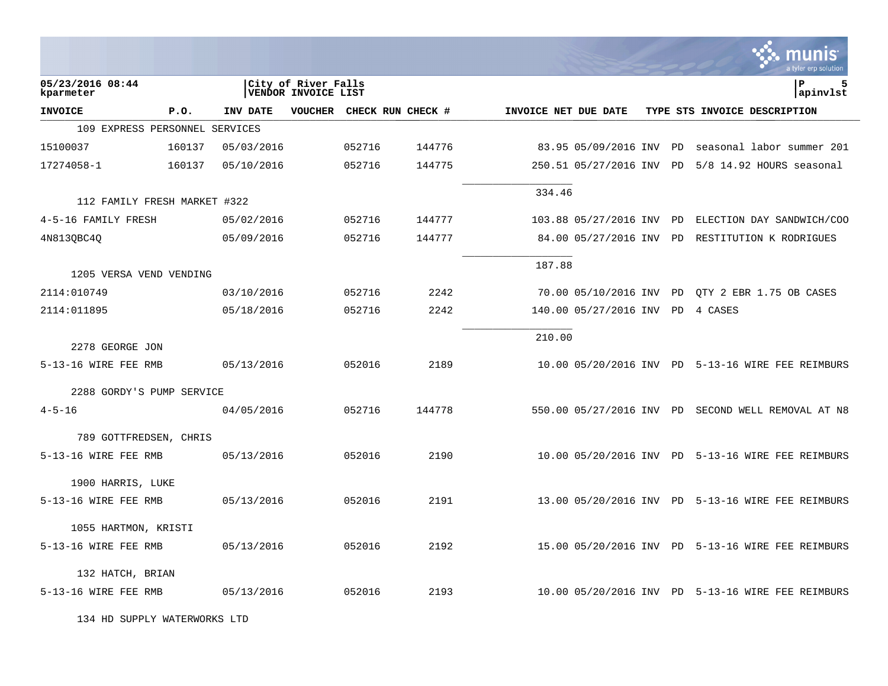05/23/2016 08:44 | City of River Falls | P 5
kparameter | VENDOR INVOICE LIST | apinvlst

| INVOICE | P.O. | INV DATE | VOUCHER | CHECK RUN | CHECK # | INVOICE NET | DUE DATE | TYPE | STS | INVOICE DESCRIPTION |
|---|---|---|---|---|---|---|---|---|---|---|
| 109 EXPRESS PERSONNEL SERVICES | | | | | | | | | | |
| 15100037 | 160137 | 05/03/2016 | | 052716 | 144776 | 83.95 | 05/09/2016 | INV | PD | seasonal labor summer 201 |
| 17274058-1 | 160137 | 05/10/2016 | | 052716 | 144775 | 250.51 | 05/27/2016 | INV | PD | 5/8 14.92 HOURS seasonal |
| | | | | | | 334.46 | | | | |
| 112 FAMILY FRESH MARKET #322 | | | | | | | | | | |
| 4-5-16 FAMILY FRESH | | 05/02/2016 | | 052716 | 144777 | 103.88 | 05/27/2016 | INV | PD | ELECTION DAY SANDWICH/COO |
| 4N813QBC4Q | | 05/09/2016 | | 052716 | 144777 | 84.00 | 05/27/2016 | INV | PD | RESTITUTION K RODRIGUES |
| | | | | | | 187.88 | | | | |
| 1205 VERSA VEND VENDING | | | | | | | | | | |
| 2114:010749 | | 03/10/2016 | | 052716 | 2242 | 70.00 | 05/10/2016 | INV | PD | QTY 2 EBR 1.75 OB CASES |
| 2114:011895 | | 05/18/2016 | | 052716 | 2242 | 140.00 | 05/27/2016 | INV | PD | 4 CASES |
| | | | | | | 210.00 | | | | |
| 2278 GEORGE JON | | | | | | | | | | |
| 5-13-16 WIRE FEE RMB | | 05/13/2016 | | 052016 | 2189 | 10.00 | 05/20/2016 | INV | PD | 5-13-16 WIRE FEE REIMBURS |
| 2288 GORDY'S PUMP SERVICE | | | | | | | | | | |
| 4-5-16 | | 04/05/2016 | | 052716 | 144778 | 550.00 | 05/27/2016 | INV | PD | SECOND WELL REMOVAL AT N8 |
| 789 GOTTFREDSEN, CHRIS | | | | | | | | | | |
| 5-13-16 WIRE FEE RMB | | 05/13/2016 | | 052016 | 2190 | 10.00 | 05/20/2016 | INV | PD | 5-13-16 WIRE FEE REIMBURS |
| 1900 HARRIS, LUKE | | | | | | | | | | |
| 5-13-16 WIRE FEE RMB | | 05/13/2016 | | 052016 | 2191 | 13.00 | 05/20/2016 | INV | PD | 5-13-16 WIRE FEE REIMBURS |
| 1055 HARTMON, KRISTI | | | | | | | | | | |
| 5-13-16 WIRE FEE RMB | | 05/13/2016 | | 052016 | 2192 | 15.00 | 05/20/2016 | INV | PD | 5-13-16 WIRE FEE REIMBURS |
| 132 HATCH, BRIAN | | | | | | | | | | |
| 5-13-16 WIRE FEE RMB | | 05/13/2016 | | 052016 | 2193 | 10.00 | 05/20/2016 | INV | PD | 5-13-16 WIRE FEE REIMBURS |
| 134 HD SUPPLY WATERWORKS LTD | | | | | | | | | | |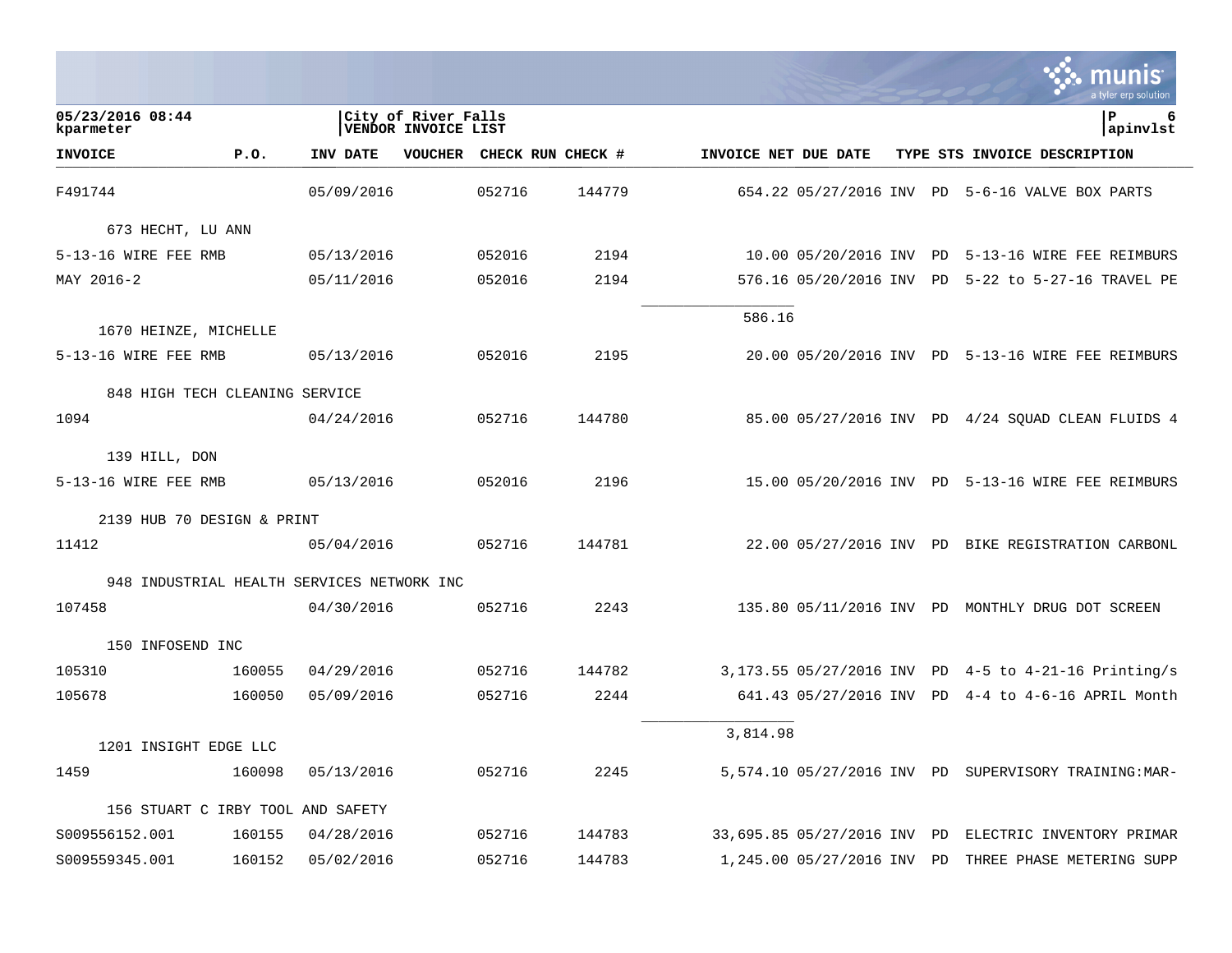| INVOICE | P.O. | INV DATE | VOUCHER | CHECK RUN | CHECK # | INVOICE NET | DUE DATE | TYPE | STS | INVOICE DESCRIPTION |
|---|---|---|---|---|---|---|---|---|---|---|
| F491744 | | 05/09/2016 | | 052716 | 144779 | 654.22 | 05/27/2016 | INV | PD | 5-6-16 VALVE BOX PARTS |
| 673 HECHT, LU ANN | | | | | | | | | | |
| 5-13-16 WIRE FEE RMB | | 05/13/2016 | | 052016 | 2194 | 10.00 | 05/20/2016 | INV | PD | 5-13-16 WIRE FEE REIMBURS |
| MAY 2016-2 | | 05/11/2016 | | 052016 | 2194 | 576.16 | 05/20/2016 | INV | PD | 5-22 to 5-27-16 TRAVEL PE |
| | | | | | | 586.16 | | | | |
| 1670 HEINZE, MICHELLE | | | | | | | | | | |
| 5-13-16 WIRE FEE RMB | | 05/13/2016 | | 052016 | 2195 | 20.00 | 05/20/2016 | INV | PD | 5-13-16 WIRE FEE REIMBURS |
| 848 HIGH TECH CLEANING SERVICE | | | | | | | | | | |
| 1094 | | 04/24/2016 | | 052716 | 144780 | 85.00 | 05/27/2016 | INV | PD | 4/24 SQUAD CLEAN FLUIDS 4 |
| 139 HILL, DON | | | | | | | | | | |
| 5-13-16 WIRE FEE RMB | | 05/13/2016 | | 052016 | 2196 | 15.00 | 05/20/2016 | INV | PD | 5-13-16 WIRE FEE REIMBURS |
| 2139 HUB 70 DESIGN & PRINT | | | | | | | | | | |
| 11412 | | 05/04/2016 | | 052716 | 144781 | 22.00 | 05/27/2016 | INV | PD | BIKE REGISTRATION CARBONL |
| 948 INDUSTRIAL HEALTH SERVICES NETWORK INC | | | | | | | | | | |
| 107458 | | 04/30/2016 | | 052716 | 2243 | 135.80 | 05/11/2016 | INV | PD | MONTHLY DRUG DOT SCREEN |
| 150 INFOSEND INC | | | | | | | | | | |
| 105310 | 160055 | 04/29/2016 | | 052716 | 144782 | 3,173.55 | 05/27/2016 | INV | PD | 4-5 to 4-21-16 Printing/s |
| 105678 | 160050 | 05/09/2016 | | 052716 | 2244 | 641.43 | 05/27/2016 | INV | PD | 4-4 to 4-6-16 APRIL Month |
| | | | | | | 3,814.98 | | | | |
| 1201 INSIGHT EDGE LLC | | | | | | | | | | |
| 1459 | 160098 | 05/13/2016 | | 052716 | 2245 | 5,574.10 | 05/27/2016 | INV | PD | SUPERVISORY TRAINING:MAR- |
| 156 STUART C IRBY TOOL AND SAFETY | | | | | | | | | | |
| S009556152.001 | 160155 | 04/28/2016 | | 052716 | 144783 | 33,695.85 | 05/27/2016 | INV | PD | ELECTRIC INVENTORY PRIMAR |
| S009559345.001 | 160152 | 05/02/2016 | | 052716 | 144783 | 1,245.00 | 05/27/2016 | INV | PD | THREE PHASE METERING SUPP |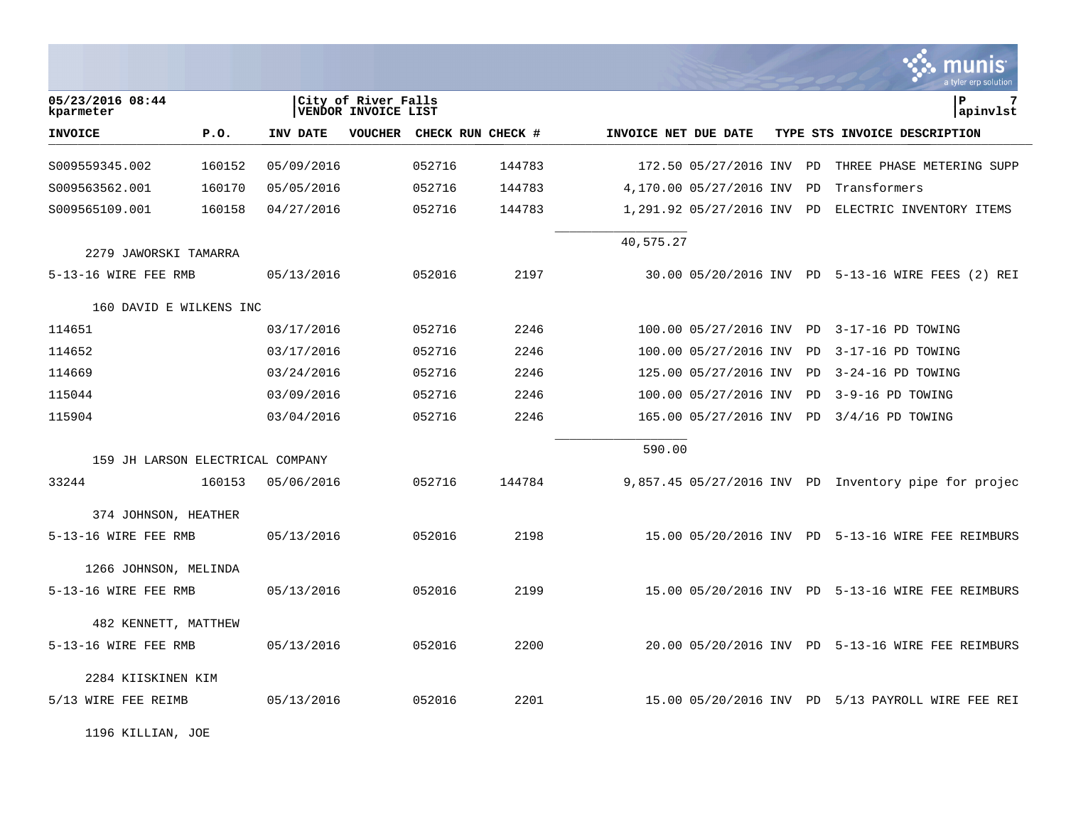**05/23/2016 08:44**
**kparmeter**

**City of River Falls**
**VENDOR INVOICE LIST**

**apinvlst**

| INVOICE | P.O. | INV DATE | VOUCHER | CHECK RUN | CHECK # | INVOICE NET | DUE DATE | TYPE | STS | INVOICE DESCRIPTION |
|---|---|---|---|---|---|---|---|---|---|---|
| S009559345.002 | 160152 | 05/09/2016 | | 052716 | 144783 | 172.50 | 05/27/2016 | INV | PD | THREE PHASE METERING SUPP |
| S009563562.001 | 160170 | 05/05/2016 | | 052716 | 144783 | 4,170.00 | 05/27/2016 | INV | PD | Transformers |
| S009565109.001 | 160158 | 04/27/2016 | | 052716 | 144783 | 1,291.92 | 05/27/2016 | INV | PD | ELECTRIC INVENTORY ITEMS |
| | | | | | | 40,575.27 | | | | |
| 2279 JAWORSKI TAMARRA | | | | | | | | | | |
| 5-13-16 WIRE FEE RMB | | 05/13/2016 | | 052016 | 2197 | 30.00 | 05/20/2016 | INV | PD | 5-13-16 WIRE FEES (2) REI |
| 160 DAVID E WILKENS INC | | | | | | | | | | |
| 114651 | | 03/17/2016 | | 052716 | 2246 | 100.00 | 05/27/2016 | INV | PD | 3-17-16 PD TOWING |
| 114652 | | 03/17/2016 | | 052716 | 2246 | 100.00 | 05/27/2016 | INV | PD | 3-17-16 PD TOWING |
| 114669 | | 03/24/2016 | | 052716 | 2246 | 125.00 | 05/27/2016 | INV | PD | 3-24-16 PD TOWING |
| 115044 | | 03/09/2016 | | 052716 | 2246 | 100.00 | 05/27/2016 | INV | PD | 3-9-16 PD TOWING |
| 115904 | | 03/04/2016 | | 052716 | 2246 | 165.00 | 05/27/2016 | INV | PD | 3/4/16 PD TOWING |
| | | | | | | 590.00 | | | | |
| 159 JH LARSON ELECTRICAL COMPANY | | | | | | | | | | |
| 33244 | 160153 | 05/06/2016 | | 052716 | 144784 | 9,857.45 | 05/27/2016 | INV | PD | Inventory pipe for projec |
| 374 JOHNSON, HEATHER | | | | | | | | | | |
| 5-13-16 WIRE FEE RMB | | 05/13/2016 | | 052016 | 2198 | 15.00 | 05/20/2016 | INV | PD | 5-13-16 WIRE FEE REIMBURS |
| 1266 JOHNSON, MELINDA | | | | | | | | | | |
| 5-13-16 WIRE FEE RMB | | 05/13/2016 | | 052016 | 2199 | 15.00 | 05/20/2016 | INV | PD | 5-13-16 WIRE FEE REIMBURS |
| 482 KENNETT, MATTHEW | | | | | | | | | | |
| 5-13-16 WIRE FEE RMB | | 05/13/2016 | | 052016 | 2200 | 20.00 | 05/20/2016 | INV | PD | 5-13-16 WIRE FEE REIMBURS |
| 2284 KIISKINEN KIM | | | | | | | | | | |
| 5/13 WIRE FEE REIMB | | 05/13/2016 | | 052016 | 2201 | 15.00 | 05/20/2016 | INV | PD | 5/13 PAYROLL WIRE FEE REI |
| 1196 KILLIAN, JOE | | | | | | | | | | |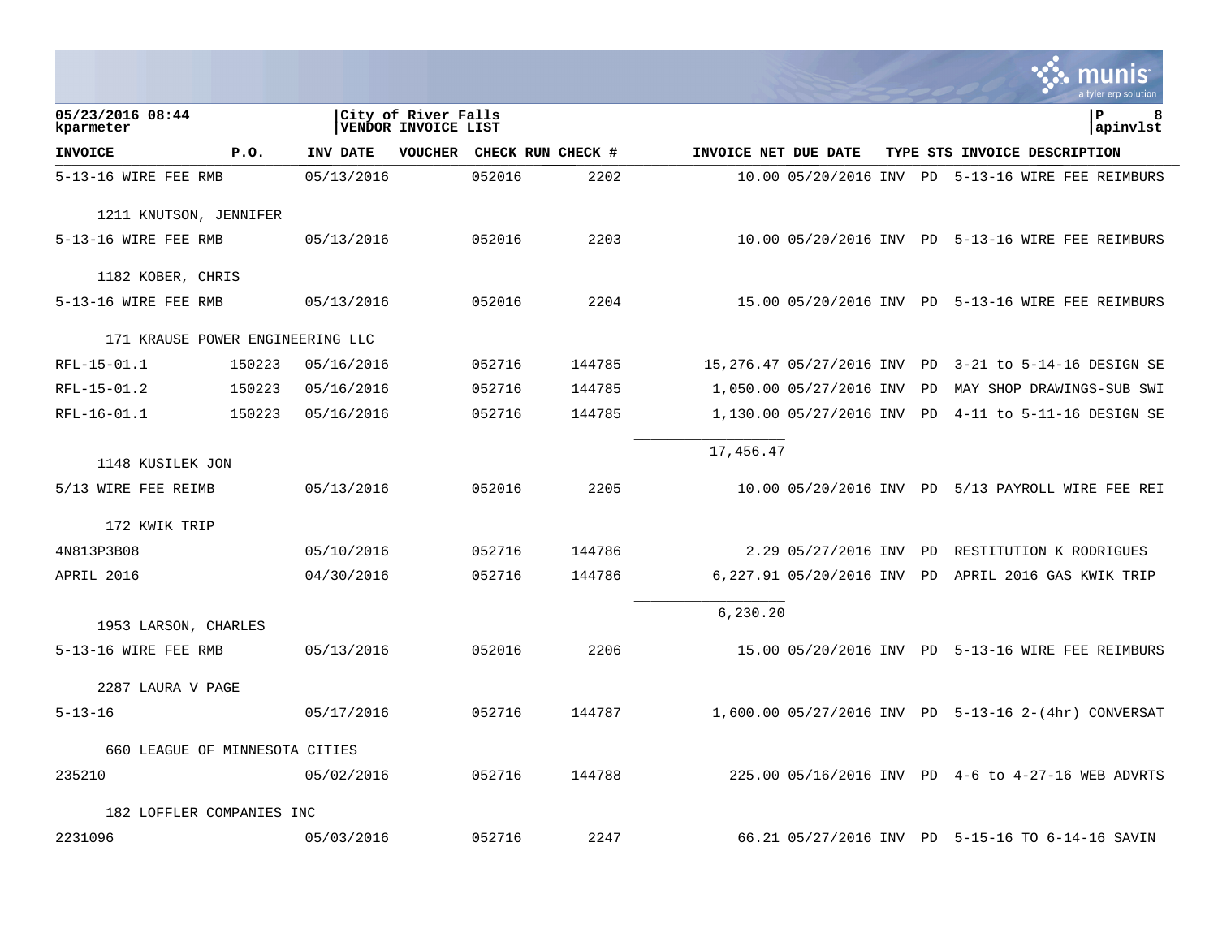05/23/2016 08:44
kparmeter

City of River Falls
VENDOR INVOICE LIST

| INVOICE | P.O. | INV DATE | VOUCHER | CHECK RUN | CHECK # | INVOICE NET | DUE DATE | TYPE | STS | INVOICE DESCRIPTION |
|---|---|---|---|---|---|---|---|---|---|---|
| 5-13-16 WIRE FEE RMB | | 05/13/2016 | | 052016 | 2202 | 10.00 | 05/20/2016 | INV | PD | 5-13-16 WIRE FEE REIMBURS |
| 1211 KNUTSON, JENNIFER | | | | | | | | | | |
| 5-13-16 WIRE FEE RMB | | 05/13/2016 | | 052016 | 2203 | 10.00 | 05/20/2016 | INV | PD | 5-13-16 WIRE FEE REIMBURS |
| 1182 KOBER, CHRIS | | | | | | | | | | |
| 5-13-16 WIRE FEE RMB | | 05/13/2016 | | 052016 | 2204 | 15.00 | 05/20/2016 | INV | PD | 5-13-16 WIRE FEE REIMBURS |
| 171 KRAUSE POWER ENGINEERING LLC | | | | | | | | | | |
| RFL-15-01.1 | 150223 | 05/16/2016 | | 052716 | 144785 | 15,276.47 | 05/27/2016 | INV | PD | 3-21 to 5-14-16 DESIGN SE |
| RFL-15-01.2 | 150223 | 05/16/2016 | | 052716 | 144785 | 1,050.00 | 05/27/2016 | INV | PD | MAY SHOP DRAWINGS-SUB SWI |
| RFL-16-01.1 | 150223 | 05/16/2016 | | 052716 | 144785 | 1,130.00 | 05/27/2016 | INV | PD | 4-11 to 5-11-16 DESIGN SE |
| | | | | | | 17,456.47 | | | | |
| 1148 KUSILEK JON | | | | | | | | | | |
| 5/13 WIRE FEE REIMB | | 05/13/2016 | | 052016 | 2205 | 10.00 | 05/20/2016 | INV | PD | 5/13 PAYROLL WIRE FEE REI |
| 172 KWIK TRIP | | | | | | | | | | |
| 4N813P3B08 | | 05/10/2016 | | 052716 | 144786 | 2.29 | 05/27/2016 | INV | PD | RESTITUTION K RODRIGUES |
| APRIL 2016 | | 04/30/2016 | | 052716 | 144786 | 6,227.91 | 05/20/2016 | INV | PD | APRIL 2016 GAS KWIK TRIP |
| | | | | | | 6,230.20 | | | | |
| 1953 LARSON, CHARLES | | | | | | | | | | |
| 5-13-16 WIRE FEE RMB | | 05/13/2016 | | 052016 | 2206 | 15.00 | 05/20/2016 | INV | PD | 5-13-16 WIRE FEE REIMBURS |
| 2287 LAURA V PAGE | | | | | | | | | | |
| 5-13-16 | | 05/17/2016 | | 052716 | 144787 | 1,600.00 | 05/27/2016 | INV | PD | 5-13-16 2-(4hr) CONVERSAT |
| 660 LEAGUE OF MINNESOTA CITIES | | | | | | | | | | |
| 235210 | | 05/02/2016 | | 052716 | 144788 | 225.00 | 05/16/2016 | INV | PD | 4-6 to 4-27-16 WEB ADVRTS |
| 182 LOFFLER COMPANIES INC | | | | | | | | | | |
| 2231096 | | 05/03/2016 | | 052716 | 2247 | 66.21 | 05/27/2016 | INV | PD | 5-15-16 TO 6-14-16 SAVIN |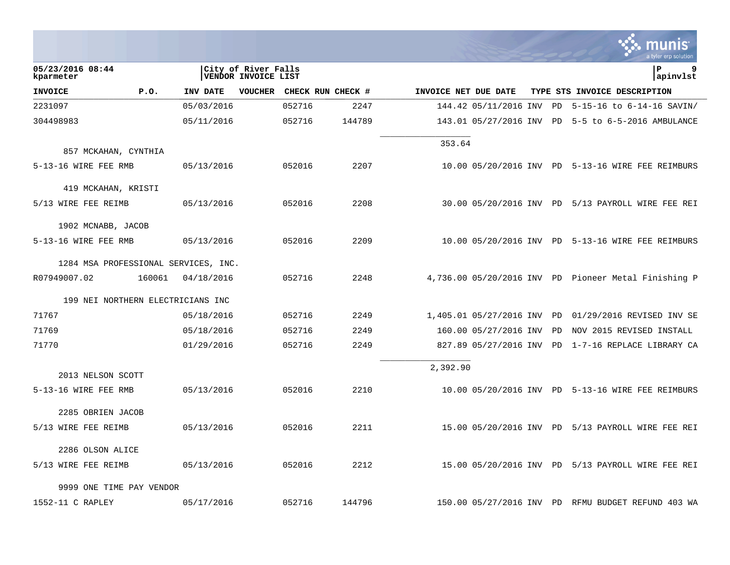05/23/2016 08:44
kparmeter

City of River Falls
VENDOR INVOICE LIST

apinvlst

| INVOICE | P.O. | INV DATE | VOUCHER | CHECK RUN | CHECK # | INVOICE NET | DUE DATE | TYPE | STS | INVOICE DESCRIPTION |
|---|---|---|---|---|---|---|---|---|---|---|
| 2231097 | | 05/03/2016 | | 052716 | 2247 | 144.42 | 05/11/2016 | INV | PD | 5-15-16 to 6-14-16 SAVIN/ |
| 304498983 | | 05/11/2016 | | 052716 | 144789 | 143.01 | 05/27/2016 | INV | PD | 5-5 to 6-5-2016 AMBULANCE |
| | | | | | | 353.64 | | | | |
| 857 MCKAHAN, CYNTHIA | | | | | | | | | | |
| 5-13-16 WIRE FEE RMB | | 05/13/2016 | | 052016 | 2207 | 10.00 | 05/20/2016 | INV | PD | 5-13-16 WIRE FEE REIMBURS |
| 419 MCKAHAN, KRISTI | | | | | | | | | | |
| 5/13 WIRE FEE REIMB | | 05/13/2016 | | 052016 | 2208 | 30.00 | 05/20/2016 | INV | PD | 5/13 PAYROLL WIRE FEE REI |
| 1902 MCNABB, JACOB | | | | | | | | | | |
| 5-13-16 WIRE FEE RMB | | 05/13/2016 | | 052016 | 2209 | 10.00 | 05/20/2016 | INV | PD | 5-13-16 WIRE FEE REIMBURS |
| 1284 MSA PROFESSIONAL SERVICES, INC. | | | | | | | | | | |
| R07949007.02 | 160061 | 04/18/2016 | | 052716 | 2248 | 4,736.00 | 05/20/2016 | INV | PD | Pioneer Metal Finishing P |
| 199 NEI NORTHERN ELECTRICIANS INC | | | | | | | | | | |
| 71767 | | 05/18/2016 | | 052716 | 2249 | 1,405.01 | 05/27/2016 | INV | PD | 01/29/2016 REVISED INV SE |
| 71769 | | 05/18/2016 | | 052716 | 2249 | 160.00 | 05/27/2016 | INV | PD | NOV 2015 REVISED INSTALL |
| 71770 | | 01/29/2016 | | 052716 | 2249 | 827.89 | 05/27/2016 | INV | PD | 1-7-16 REPLACE LIBRARY CA |
| | | | | | | 2,392.90 | | | | |
| 2013 NELSON SCOTT | | | | | | | | | | |
| 5-13-16 WIRE FEE RMB | | 05/13/2016 | | 052016 | 2210 | 10.00 | 05/20/2016 | INV | PD | 5-13-16 WIRE FEE REIMBURS |
| 2285 OBRIEN JACOB | | | | | | | | | | |
| 5/13 WIRE FEE REIMB | | 05/13/2016 | | 052016 | 2211 | 15.00 | 05/20/2016 | INV | PD | 5/13 PAYROLL WIRE FEE REI |
| 2286 OLSON ALICE | | | | | | | | | | |
| 5/13 WIRE FEE REIMB | | 05/13/2016 | | 052016 | 2212 | 15.00 | 05/20/2016 | INV | PD | 5/13 PAYROLL WIRE FEE REI |
| 9999 ONE TIME PAY VENDOR | | | | | | | | | | |
| 1552-11 C RAPLEY | | 05/17/2016 | | 052716 | 144796 | 150.00 | 05/27/2016 | INV | PD | RFMU BUDGET REFUND 403 WA |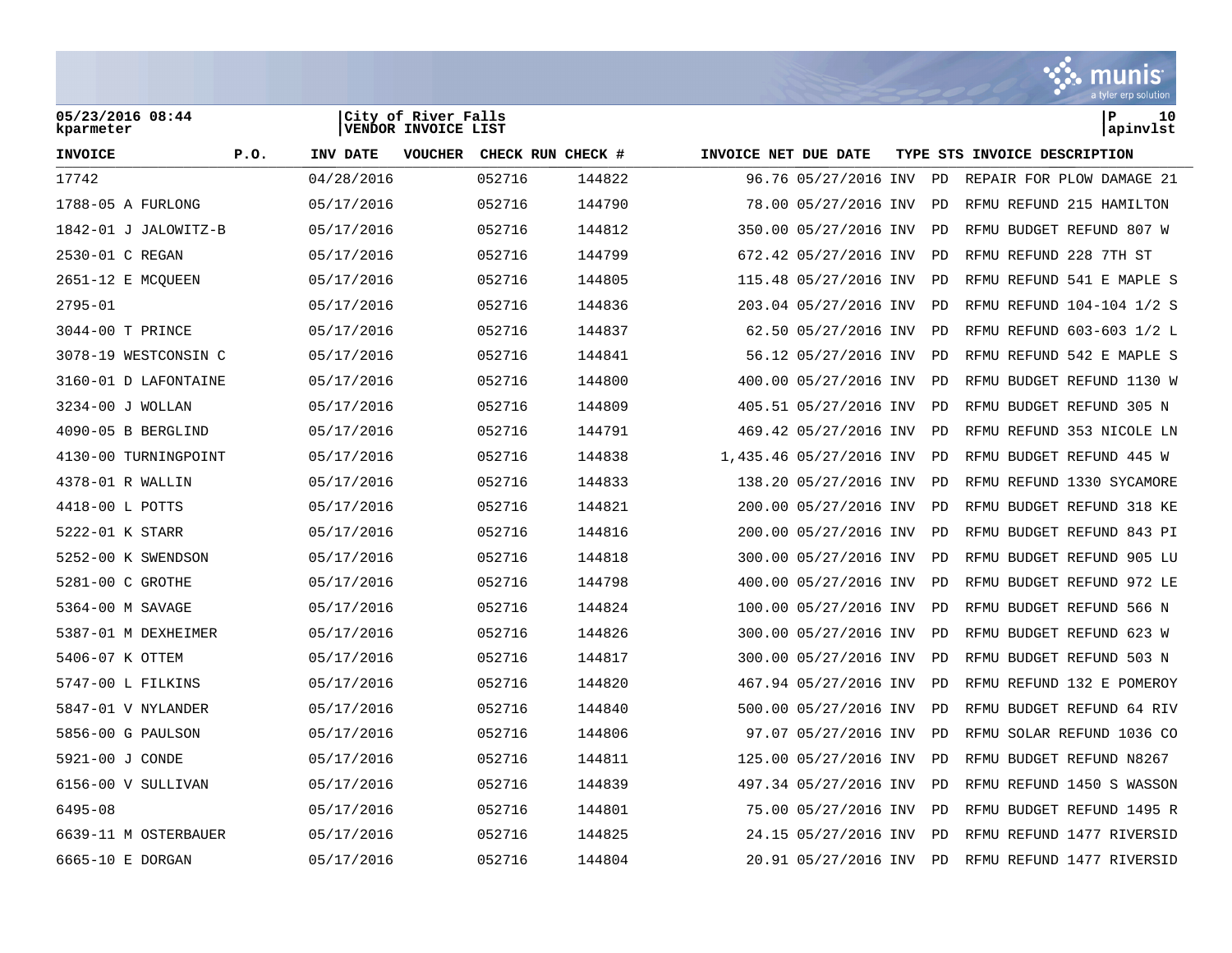05/23/2016 08:44
kparameter

City of River Falls
VENDOR INVOICE LIST

P 10
apinvlst

| INVOICE | P.O. | INV DATE | VOUCHER | CHECK RUN | CHECK # | INVOICE NET | DUE DATE | TYPE | STS | INVOICE DESCRIPTION |
|---|---|---|---|---|---|---|---|---|---|---|
| 17742 | | 04/28/2016 | | 052716 | 144822 | 96.76 | 05/27/2016 | INV | PD | REPAIR FOR PLOW DAMAGE 21 |
| 1788-05 A FURLONG | | 05/17/2016 | | 052716 | 144790 | 78.00 | 05/27/2016 | INV | PD | RFMU REFUND 215 HAMILTON |
| 1842-01 J JALOWITZ-B | | 05/17/2016 | | 052716 | 144812 | 350.00 | 05/27/2016 | INV | PD | RFMU BUDGET REFUND 807 W |
| 2530-01 C REGAN | | 05/17/2016 | | 052716 | 144799 | 672.42 | 05/27/2016 | INV | PD | RFMU REFUND 228 7TH ST |
| 2651-12 E MCQUEEN | | 05/17/2016 | | 052716 | 144805 | 115.48 | 05/27/2016 | INV | PD | RFMU REFUND 541 E MAPLE S |
| 2795-01 | | 05/17/2016 | | 052716 | 144836 | 203.04 | 05/27/2016 | INV | PD | RFMU REFUND 104-104 1/2 S |
| 3044-00 T PRINCE | | 05/17/2016 | | 052716 | 144837 | 62.50 | 05/27/2016 | INV | PD | RFMU REFUND 603-603 1/2 L |
| 3078-19 WESTCONSIN C | | 05/17/2016 | | 052716 | 144841 | 56.12 | 05/27/2016 | INV | PD | RFMU REFUND 542 E MAPLE S |
| 3160-01 D LAFONTAINE | | 05/17/2016 | | 052716 | 144800 | 400.00 | 05/27/2016 | INV | PD | RFMU BUDGET REFUND 1130 W |
| 3234-00 J WOLLAN | | 05/17/2016 | | 052716 | 144809 | 405.51 | 05/27/2016 | INV | PD | RFMU BUDGET REFUND 305 N |
| 4090-05 B BERGLIND | | 05/17/2016 | | 052716 | 144791 | 469.42 | 05/27/2016 | INV | PD | RFMU REFUND 353 NICOLE LN |
| 4130-00 TURNINGPOINT | | 05/17/2016 | | 052716 | 144838 | 1,435.46 | 05/27/2016 | INV | PD | RFMU BUDGET REFUND 445 W |
| 4378-01 R WALLIN | | 05/17/2016 | | 052716 | 144833 | 138.20 | 05/27/2016 | INV | PD | RFMU REFUND 1330 SYCAMORE |
| 4418-00 L POTTS | | 05/17/2016 | | 052716 | 144821 | 200.00 | 05/27/2016 | INV | PD | RFMU BUDGET REFUND 318 KE |
| 5222-01 K STARR | | 05/17/2016 | | 052716 | 144816 | 200.00 | 05/27/2016 | INV | PD | RFMU BUDGET REFUND 843 PI |
| 5252-00 K SWENDSON | | 05/17/2016 | | 052716 | 144818 | 300.00 | 05/27/2016 | INV | PD | RFMU BUDGET REFUND 905 LU |
| 5281-00 C GROTHE | | 05/17/2016 | | 052716 | 144798 | 400.00 | 05/27/2016 | INV | PD | RFMU BUDGET REFUND 972 LE |
| 5364-00 M SAVAGE | | 05/17/2016 | | 052716 | 144824 | 100.00 | 05/27/2016 | INV | PD | RFMU BUDGET REFUND 566 N |
| 5387-01 M DEXHEIMER | | 05/17/2016 | | 052716 | 144826 | 300.00 | 05/27/2016 | INV | PD | RFMU BUDGET REFUND 623 W |
| 5406-07 K OTTEM | | 05/17/2016 | | 052716 | 144817 | 300.00 | 05/27/2016 | INV | PD | RFMU BUDGET REFUND 503 N |
| 5747-00 L FILKINS | | 05/17/2016 | | 052716 | 144820 | 467.94 | 05/27/2016 | INV | PD | RFMU REFUND 132 E POMEROY |
| 5847-01 V NYLANDER | | 05/17/2016 | | 052716 | 144840 | 500.00 | 05/27/2016 | INV | PD | RFMU BUDGET REFUND 64 RIV |
| 5856-00 G PAULSON | | 05/17/2016 | | 052716 | 144806 | 97.07 | 05/27/2016 | INV | PD | RFMU SOLAR REFUND 1036 CO |
| 5921-00 J CONDE | | 05/17/2016 | | 052716 | 144811 | 125.00 | 05/27/2016 | INV | PD | RFMU BUDGET REFUND N8267 |
| 6156-00 V SULLIVAN | | 05/17/2016 | | 052716 | 144839 | 497.34 | 05/27/2016 | INV | PD | RFMU REFUND 1450 S WASSON |
| 6495-08 | | 05/17/2016 | | 052716 | 144801 | 75.00 | 05/27/2016 | INV | PD | RFMU BUDGET REFUND 1495 R |
| 6639-11 M OSTERBAUER | | 05/17/2016 | | 052716 | 144825 | 24.15 | 05/27/2016 | INV | PD | RFMU REFUND 1477 RIVERSID |
| 6665-10 E DORGAN | | 05/17/2016 | | 052716 | 144804 | 20.91 | 05/27/2016 | INV | PD | RFMU REFUND 1477 RIVERSID |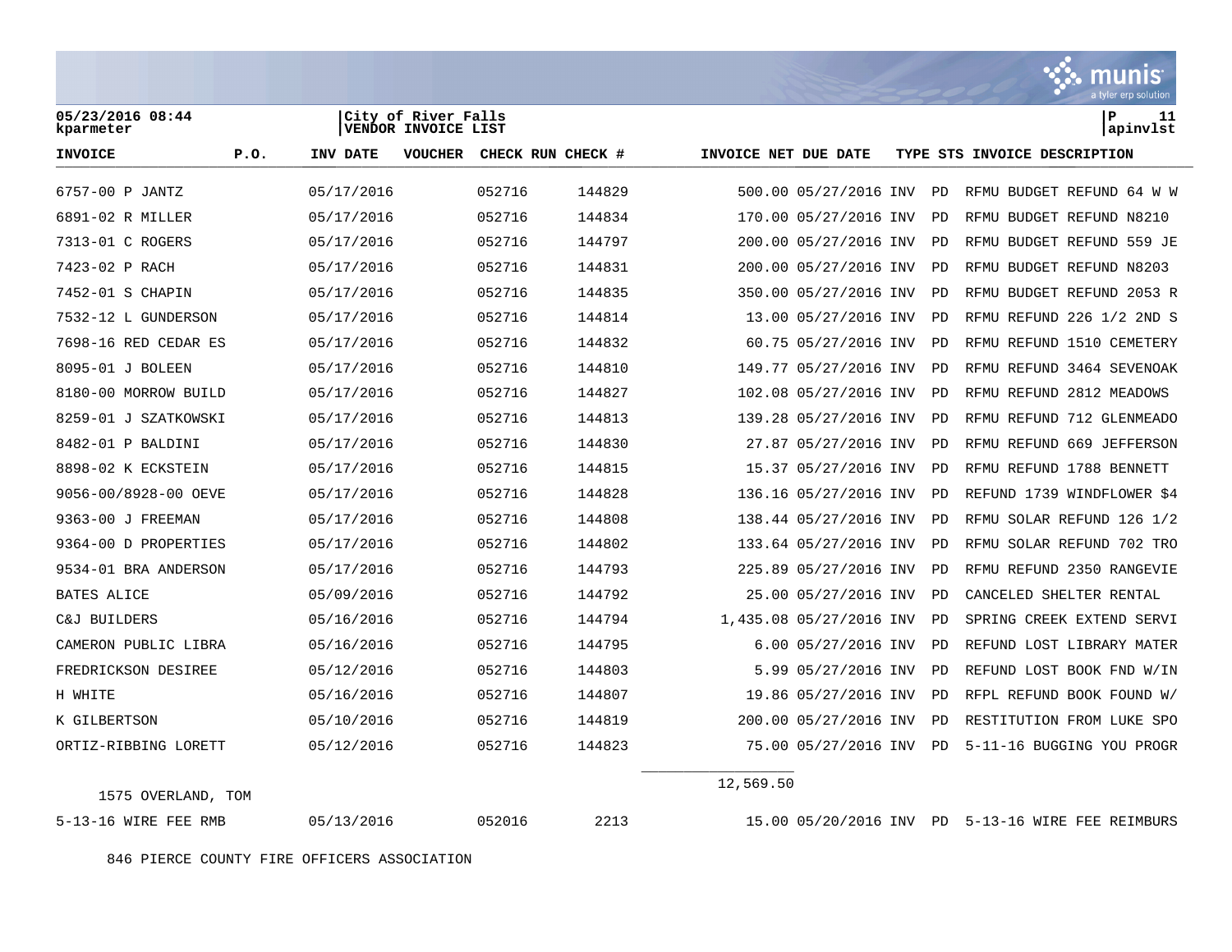05/23/2016 08:44
kparmeter

City of River Falls
VENDOR INVOICE LIST

P 11
apinvlst

| INVOICE | P.O. | INV DATE | VOUCHER | CHECK RUN | CHECK # | INVOICE NET | DUE DATE | TYPE | STS | INVOICE DESCRIPTION |
|---|---|---|---|---|---|---|---|---|---|---|
| 6757-00 P JANTZ | | 05/17/2016 | | 052716 | 144829 | 500.00 | 05/27/2016 | INV | PD | RFMU BUDGET REFUND 64 W W |
| 6891-02 R MILLER | | 05/17/2016 | | 052716 | 144834 | 170.00 | 05/27/2016 | INV | PD | RFMU BUDGET REFUND N8210 |
| 7313-01 C ROGERS | | 05/17/2016 | | 052716 | 144797 | 200.00 | 05/27/2016 | INV | PD | RFMU BUDGET REFUND 559 JE |
| 7423-02 P RACH | | 05/17/2016 | | 052716 | 144831 | 200.00 | 05/27/2016 | INV | PD | RFMU BUDGET REFUND N8203 |
| 7452-01 S CHAPIN | | 05/17/2016 | | 052716 | 144835 | 350.00 | 05/27/2016 | INV | PD | RFMU BUDGET REFUND 2053 R |
| 7532-12 L GUNDERSON | | 05/17/2016 | | 052716 | 144814 | 13.00 | 05/27/2016 | INV | PD | RFMU REFUND 226 1/2 2ND S |
| 7698-16 RED CEDAR ES | | 05/17/2016 | | 052716 | 144832 | 60.75 | 05/27/2016 | INV | PD | RFMU REFUND 1510 CEMETERY |
| 8095-01 J BOLEEN | | 05/17/2016 | | 052716 | 144810 | 149.77 | 05/27/2016 | INV | PD | RFMU REFUND 3464 SEVENOAK |
| 8180-00 MORROW BUILD | | 05/17/2016 | | 052716 | 144827 | 102.08 | 05/27/2016 | INV | PD | RFMU REFUND 2812 MEADOWS |
| 8259-01 J SZATKOWSKI | | 05/17/2016 | | 052716 | 144813 | 139.28 | 05/27/2016 | INV | PD | RFMU REFUND 712 GLENMEADO |
| 8482-01 P BALDINI | | 05/17/2016 | | 052716 | 144830 | 27.87 | 05/27/2016 | INV | PD | RFMU REFUND 669 JEFFERSON |
| 8898-02 K ECKSTEIN | | 05/17/2016 | | 052716 | 144815 | 15.37 | 05/27/2016 | INV | PD | RFMU REFUND 1788 BENNETT |
| 9056-00/8928-00 OEVE | | 05/17/2016 | | 052716 | 144828 | 136.16 | 05/27/2016 | INV | PD | REFUND 1739 WINDFLOWER $4 |
| 9363-00 J FREEMAN | | 05/17/2016 | | 052716 | 144808 | 138.44 | 05/27/2016 | INV | PD | RFMU SOLAR REFUND 126 1/2 |
| 9364-00 D PROPERTIES | | 05/17/2016 | | 052716 | 144802 | 133.64 | 05/27/2016 | INV | PD | RFMU SOLAR REFUND 702 TRO |
| 9534-01 BRA ANDERSON | | 05/17/2016 | | 052716 | 144793 | 225.89 | 05/27/2016 | INV | PD | RFMU REFUND 2350 RANGEVIE |
| BATES ALICE | | 05/09/2016 | | 052716 | 144792 | 25.00 | 05/27/2016 | INV | PD | CANCELED SHELTER RENTAL |
| C&J BUILDERS | | 05/16/2016 | | 052716 | 144794 | 1,435.08 | 05/27/2016 | INV | PD | SPRING CREEK EXTEND SERVI |
| CAMERON PUBLIC LIBRA | | 05/16/2016 | | 052716 | 144795 | 6.00 | 05/27/2016 | INV | PD | REFUND LOST LIBRARY MATER |
| FREDRICKSON DESIREE | | 05/12/2016 | | 052716 | 144803 | 5.99 | 05/27/2016 | INV | PD | REFUND LOST BOOK FND W/IN |
| H WHITE | | 05/16/2016 | | 052716 | 144807 | 19.86 | 05/27/2016 | INV | PD | RFPL REFUND BOOK FOUND W/ |
| K GILBERTSON | | 05/10/2016 | | 052716 | 144819 | 200.00 | 05/27/2016 | INV | PD | RESTITUTION FROM LUKE SPO |
| ORTIZ-RIBBING LORETT | | 05/12/2016 | | 052716 | 144823 | 75.00 | 05/27/2016 | INV | PD | 5-11-16 BUGGING YOU PROGR |
| | | | | | | 12,569.50 | | | | |
| 1575 OVERLAND, TOM | | | | | | | | | | |
| 5-13-16 WIRE FEE RMB | | 05/13/2016 | | 052016 | 2213 | 15.00 | 05/20/2016 | INV | PD | 5-13-16 WIRE FEE REIMBURS |
| 846 PIERCE COUNTY FIRE OFFICERS ASSOCIATION | | | | | | | | | | |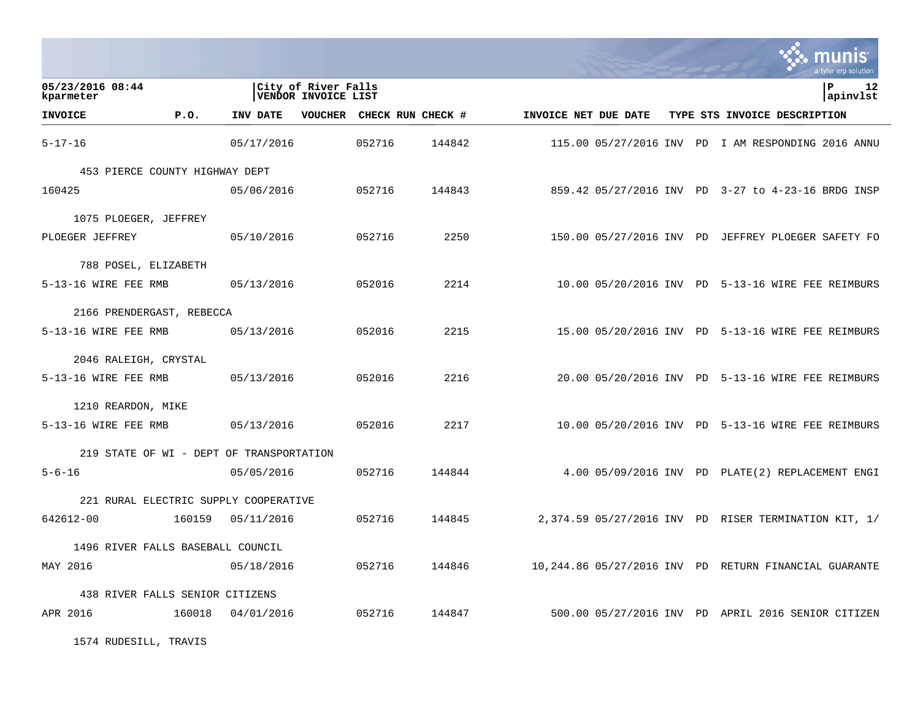| INVOICE | P.O. | INV DATE | VOUCHER | CHECK RUN | CHECK # | INVOICE NET | DUE DATE | TYPE | STS | INVOICE DESCRIPTION |
|---|---|---|---|---|---|---|---|---|---|---|
| 5-17-16 | | 05/17/2016 | | 052716 | 144842 | 115.00 | 05/27/2016 | INV | PD | I AM RESPONDING 2016 ANNU |
| 453 PIERCE COUNTY HIGHWAY DEPT | | | | | | | | | | |
| 160425 | | 05/06/2016 | | 052716 | 144843 | 859.42 | 05/27/2016 | INV | PD | 3-27 to 4-23-16 BRDG INSP |
| 1075 PLOEGER, JEFFREY | | | | | | | | | | |
| PLOEGER JEFFREY | | 05/10/2016 | | 052716 | 2250 | 150.00 | 05/27/2016 | INV | PD | JEFFREY PLOEGER SAFETY FO |
| 788 POSEL, ELIZABETH | | | | | | | | | | |
| 5-13-16 WIRE FEE RMB | | 05/13/2016 | | 052016 | 2214 | 10.00 | 05/20/2016 | INV | PD | 5-13-16 WIRE FEE REIMBURS |
| 2166 PRENDERGAST, REBECCA | | | | | | | | | | |
| 5-13-16 WIRE FEE RMB | | 05/13/2016 | | 052016 | 2215 | 15.00 | 05/20/2016 | INV | PD | 5-13-16 WIRE FEE REIMBURS |
| 2046 RALEIGH, CRYSTAL | | | | | | | | | | |
| 5-13-16 WIRE FEE RMB | | 05/13/2016 | | 052016 | 2216 | 20.00 | 05/20/2016 | INV | PD | 5-13-16 WIRE FEE REIMBURS |
| 1210 REARDON, MIKE | | | | | | | | | | |
| 5-13-16 WIRE FEE RMB | | 05/13/2016 | | 052016 | 2217 | 10.00 | 05/20/2016 | INV | PD | 5-13-16 WIRE FEE REIMBURS |
| 219 STATE OF WI - DEPT OF TRANSPORTATION | | | | | | | | | | |
| 5-6-16 | | 05/05/2016 | | 052716 | 144844 | 4.00 | 05/09/2016 | INV | PD | PLATE(2) REPLACEMENT ENGI |
| 221 RURAL ELECTRIC SUPPLY COOPERATIVE | | | | | | | | | | |
| 642612-00 | 160159 | 05/11/2016 | | 052716 | 144845 | 2,374.59 | 05/27/2016 | INV | PD | RISER TERMINATION KIT, 1/ |
| 1496 RIVER FALLS BASEBALL COUNCIL | | | | | | | | | | |
| MAY 2016 | | 05/18/2016 | | 052716 | 144846 | 10,244.86 | 05/27/2016 | INV | PD | RETURN FINANCIAL GUARANTE |
| 438 RIVER FALLS SENIOR CITIZENS | | | | | | | | | | |
| APR 2016 | 160018 | 04/01/2016 | | 052716 | 144847 | 500.00 | 05/27/2016 | INV | PD | APRIL 2016 SENIOR CITIZEN |
| 1574 RUDESILL, TRAVIS | | | | | | | | | | |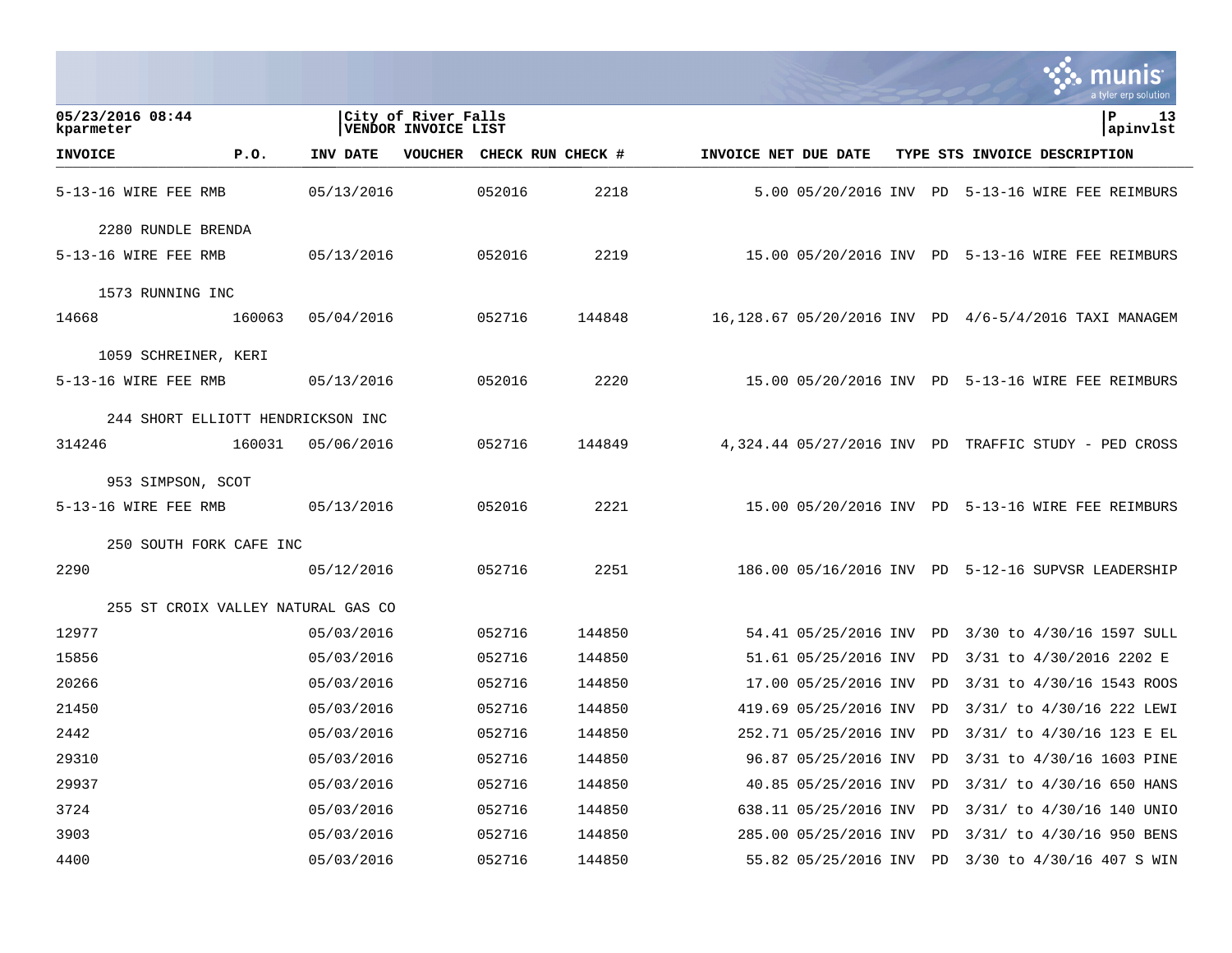05/23/2016 08:44 kparmeter | City of River Falls VENDOR INVOICE LIST | P 13 apinvlst

| INVOICE | P.O. | INV DATE | VOUCHER | CHECK RUN | CHECK # | INVOICE NET | DUE DATE | TYPE | STS | INVOICE DESCRIPTION |
|---|---|---|---|---|---|---|---|---|---|---|
| 5-13-16 WIRE FEE RMB | | 05/13/2016 | | 052016 | 2218 | 5.00 | 05/20/2016 | INV | PD | 5-13-16 WIRE FEE REIMBURS |
| 2280 RUNDLE BRENDA | | | | | | | | | | |
| 5-13-16 WIRE FEE RMB | | 05/13/2016 | | 052016 | 2219 | 15.00 | 05/20/2016 | INV | PD | 5-13-16 WIRE FEE REIMBURS |
| 1573 RUNNING INC | | | | | | | | | | |
| 14668 | 160063 | 05/04/2016 | | 052716 | 144848 | 16,128.67 | 05/20/2016 | INV | PD | 4/6-5/4/2016 TAXI MANAGEM |
| 1059 SCHREINER, KERI | | | | | | | | | | |
| 5-13-16 WIRE FEE RMB | | 05/13/2016 | | 052016 | 2220 | 15.00 | 05/20/2016 | INV | PD | 5-13-16 WIRE FEE REIMBURS |
| 244 SHORT ELLIOTT HENDRICKSON INC | | | | | | | | | | |
| 314246 | 160031 | 05/06/2016 | | 052716 | 144849 | 4,324.44 | 05/27/2016 | INV | PD | TRAFFIC STUDY - PED CROSS |
| 953 SIMPSON, SCOT | | | | | | | | | | |
| 5-13-16 WIRE FEE RMB | | 05/13/2016 | | 052016 | 2221 | 15.00 | 05/20/2016 | INV | PD | 5-13-16 WIRE FEE REIMBURS |
| 250 SOUTH FORK CAFE INC | | | | | | | | | | |
| 2290 | | 05/12/2016 | | 052716 | 2251 | 186.00 | 05/16/2016 | INV | PD | 5-12-16 SUPVSR LEADERSHIP |
| 255 ST CROIX VALLEY NATURAL GAS CO | | | | | | | | | | |
| 12977 | | 05/03/2016 | | 052716 | 144850 | 54.41 | 05/25/2016 | INV | PD | 3/30 to 4/30/16 1597 SULL |
| 15856 | | 05/03/2016 | | 052716 | 144850 | 51.61 | 05/25/2016 | INV | PD | 3/31 to 4/30/2016 2202 E |
| 20266 | | 05/03/2016 | | 052716 | 144850 | 17.00 | 05/25/2016 | INV | PD | 3/31 to 4/30/16 1543 ROOS |
| 21450 | | 05/03/2016 | | 052716 | 144850 | 419.69 | 05/25/2016 | INV | PD | 3/31/ to 4/30/16 222 LEWI |
| 2442 | | 05/03/2016 | | 052716 | 144850 | 252.71 | 05/25/2016 | INV | PD | 3/31/ to 4/30/16 123 E EL |
| 29310 | | 05/03/2016 | | 052716 | 144850 | 96.87 | 05/25/2016 | INV | PD | 3/31 to 4/30/16 1603 PINE |
| 29937 | | 05/03/2016 | | 052716 | 144850 | 40.85 | 05/25/2016 | INV | PD | 3/31/ to 4/30/16 650 HANS |
| 3724 | | 05/03/2016 | | 052716 | 144850 | 638.11 | 05/25/2016 | INV | PD | 3/31/ to 4/30/16 140 UNIO |
| 3903 | | 05/03/2016 | | 052716 | 144850 | 285.00 | 05/25/2016 | INV | PD | 3/31/ to 4/30/16 950 BENS |
| 4400 | | 05/03/2016 | | 052716 | 144850 | 55.82 | 05/25/2016 | INV | PD | 3/30 to 4/30/16 407 S WIN |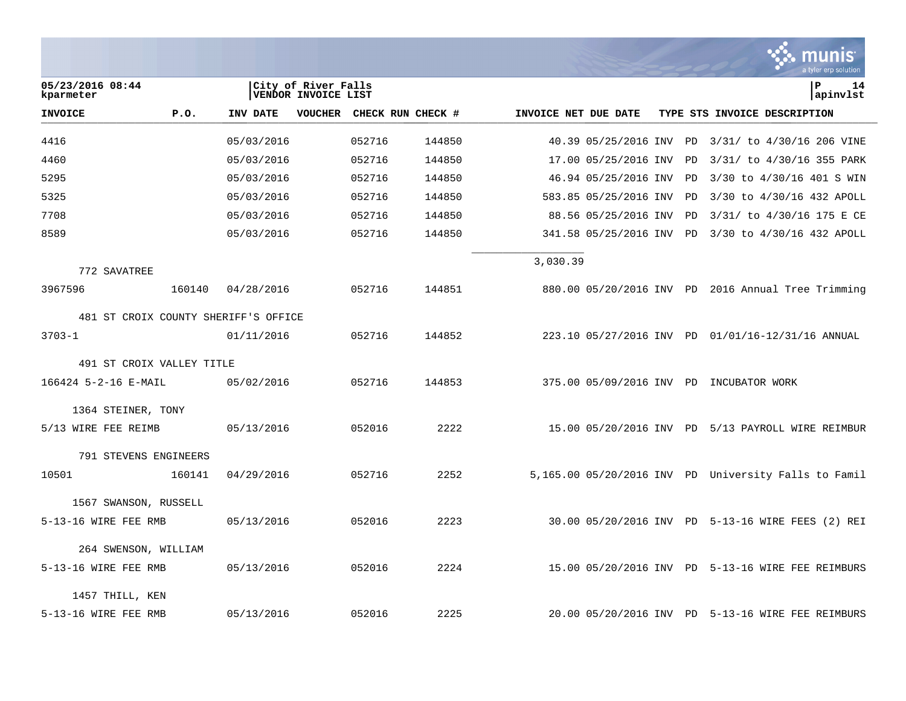**05/23/2016 08:44**
**kparmeter**

**City of River Falls**
**VENDOR INVOICE LIST**

**P 14**
**apinvlst**

| INVOICE | P.O. | INV DATE | VOUCHER | CHECK RUN | CHECK # | INVOICE NET | DUE DATE | TYPE | STS | INVOICE DESCRIPTION |
|---|---|---|---|---|---|---|---|---|---|---|
| 4416 | | 05/03/2016 | | 052716 | 144850 | 40.39 | 05/25/2016 | INV | PD | 3/31/ to 4/30/16 206 VINE |
| 4460 | | 05/03/2016 | | 052716 | 144850 | 17.00 | 05/25/2016 | INV | PD | 3/31/ to 4/30/16 355 PARK |
| 5295 | | 05/03/2016 | | 052716 | 144850 | 46.94 | 05/25/2016 | INV | PD | 3/30 to 4/30/16 401 S WIN |
| 5325 | | 05/03/2016 | | 052716 | 144850 | 583.85 | 05/25/2016 | INV | PD | 3/30 to 4/30/16 432 APOLL |
| 7708 | | 05/03/2016 | | 052716 | 144850 | 88.56 | 05/25/2016 | INV | PD | 3/31/ to 4/30/16 175 E CE |
| 8589 | | 05/03/2016 | | 052716 | 144850 | 341.58 | 05/25/2016 | INV | PD | 3/30 to 4/30/16 432 APOLL |
| | | | | | | 3,030.39 | | | | |
| 772 SAVATREE | | | | | | | | | | |
| 3967596 | 160140 | 04/28/2016 | | 052716 | 144851 | 880.00 | 05/20/2016 | INV | PD | 2016 Annual Tree Trimming |
| 481 ST CROIX COUNTY SHERIFF'S OFFICE | | | | | | | | | | |
| 3703-1 | | 01/11/2016 | | 052716 | 144852 | 223.10 | 05/27/2016 | INV | PD | 01/01/16-12/31/16 ANNUAL |
| 491 ST CROIX VALLEY TITLE | | | | | | | | | | |
| 166424 5-2-16 E-MAIL | | 05/02/2016 | | 052716 | 144853 | 375.00 | 05/09/2016 | INV | PD | INCUBATOR WORK |
| 1364 STEINER, TONY | | | | | | | | | | |
| 5/13 WIRE FEE REIMB | | 05/13/2016 | | 052016 | 2222 | 15.00 | 05/20/2016 | INV | PD | 5/13 PAYROLL WIRE REIMBUR |
| 791 STEVENS ENGINEERS | | | | | | | | | | |
| 10501 | 160141 | 04/29/2016 | | 052716 | 2252 | 5,165.00 | 05/20/2016 | INV | PD | University Falls to Famil |
| 1567 SWANSON, RUSSELL | | | | | | | | | | |
| 5-13-16 WIRE FEE RMB | | 05/13/2016 | | 052016 | 2223 | 30.00 | 05/20/2016 | INV | PD | 5-13-16 WIRE FEES (2) REI |
| 264 SWENSON, WILLIAM | | | | | | | | | | |
| 5-13-16 WIRE FEE RMB | | 05/13/2016 | | 052016 | 2224 | 15.00 | 05/20/2016 | INV | PD | 5-13-16 WIRE FEE REIMBURS |
| 1457 THILL, KEN | | | | | | | | | | |
| 5-13-16 WIRE FEE RMB | | 05/13/2016 | | 052016 | 2225 | 20.00 | 05/20/2016 | INV | PD | 5-13-16 WIRE FEE REIMBURS |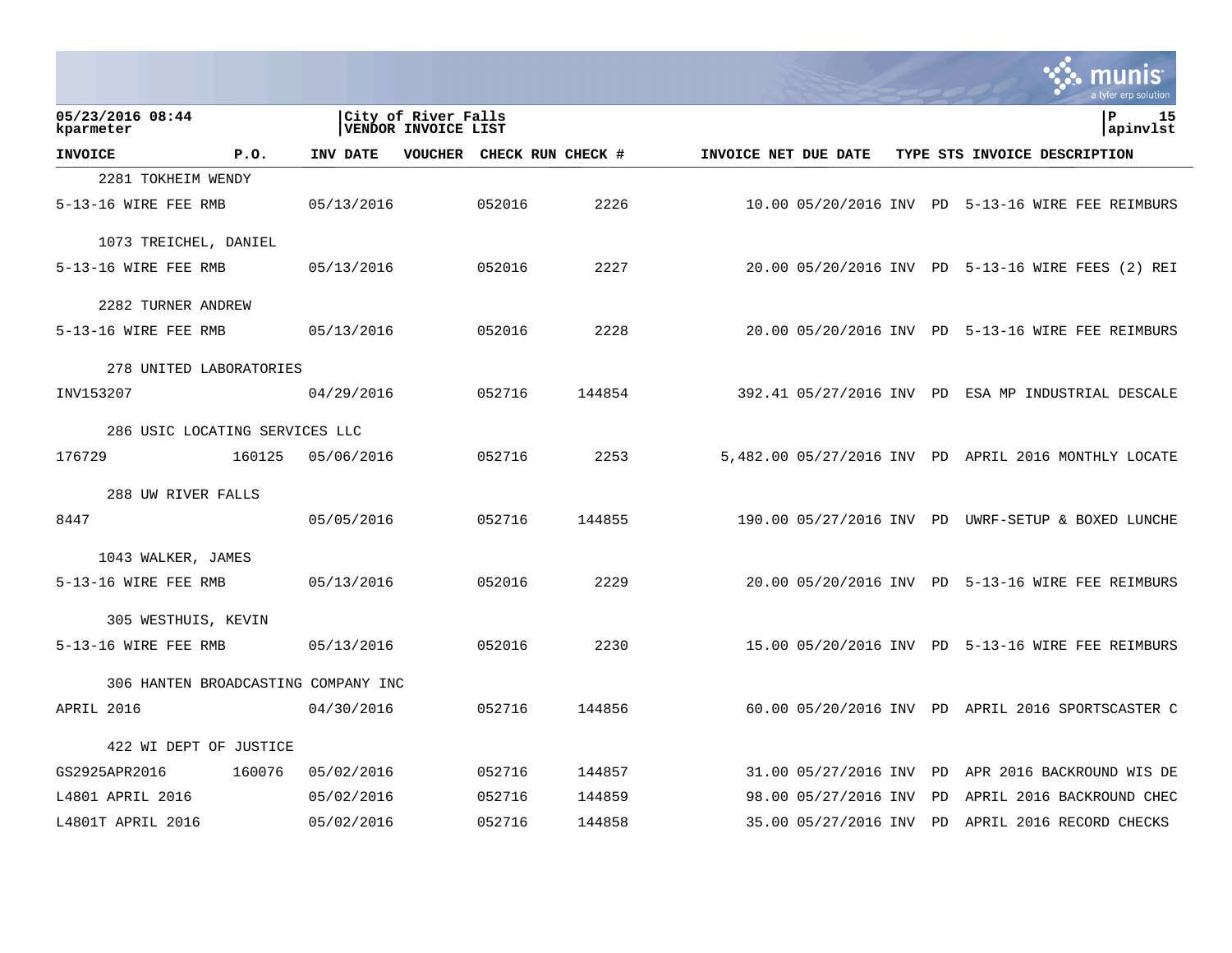| INVOICE | P.O. | INV DATE | VOUCHER | CHECK RUN | CHECK # | INVOICE NET | DUE DATE | TYPE | STS | INVOICE DESCRIPTION |
|---|---|---|---|---|---|---|---|---|---|---|
| 2281 TOKHEIM WENDY | | | | | | | | | | |
| 5-13-16 WIRE FEE RMB | | 05/13/2016 | | 052016 | 2226 | 10.00 | 05/20/2016 | INV | PD | 5-13-16 WIRE FEE REIMBURS |
| 1073 TREICHEL, DANIEL | | | | | | | | | | |
| 5-13-16 WIRE FEE RMB | | 05/13/2016 | | 052016 | 2227 | 20.00 | 05/20/2016 | INV | PD | 5-13-16 WIRE FEES (2) REI |
| 2282 TURNER ANDREW | | | | | | | | | | |
| 5-13-16 WIRE FEE RMB | | 05/13/2016 | | 052016 | 2228 | 20.00 | 05/20/2016 | INV | PD | 5-13-16 WIRE FEE REIMBURS |
| 278 UNITED LABORATORIES | | | | | | | | | | |
| INV153207 | | 04/29/2016 | | 052716 | 144854 | 392.41 | 05/27/2016 | INV | PD | ESA MP INDUSTRIAL DESCALE |
| 286 USIC LOCATING SERVICES LLC | | | | | | | | | | |
| 176729 | 160125 | 05/06/2016 | | 052716 | 2253 | 5,482.00 | 05/27/2016 | INV | PD | APRIL 2016 MONTHLY LOCATE |
| 288 UW RIVER FALLS | | | | | | | | | | |
| 8447 | | 05/05/2016 | | 052716 | 144855 | 190.00 | 05/27/2016 | INV | PD | UWRF-SETUP & BOXED LUNCHE |
| 1043 WALKER, JAMES | | | | | | | | | | |
| 5-13-16 WIRE FEE RMB | | 05/13/2016 | | 052016 | 2229 | 20.00 | 05/20/2016 | INV | PD | 5-13-16 WIRE FEE REIMBURS |
| 305 WESTHUIS, KEVIN | | | | | | | | | | |
| 5-13-16 WIRE FEE RMB | | 05/13/2016 | | 052016 | 2230 | 15.00 | 05/20/2016 | INV | PD | 5-13-16 WIRE FEE REIMBURS |
| 306 HANTEN BROADCASTING COMPANY INC | | | | | | | | | | |
| APRIL 2016 | | 04/30/2016 | | 052716 | 144856 | 60.00 | 05/20/2016 | INV | PD | APRIL 2016 SPORTSCASTER C |
| 422 WI DEPT OF JUSTICE | | | | | | | | | | |
| GS2925APR2016 | 160076 | 05/02/2016 | | 052716 | 144857 | 31.00 | 05/27/2016 | INV | PD | APR 2016 BACKROUND WIS DE |
| L4801 APRIL 2016 | | 05/02/2016 | | 052716 | 144859 | 98.00 | 05/27/2016 | INV | PD | APRIL 2016 BACKROUND CHEC |
| L4801T APRIL 2016 | | 05/02/2016 | | 052716 | 144858 | 35.00 | 05/27/2016 | INV | PD | APRIL 2016 RECORD CHECKS |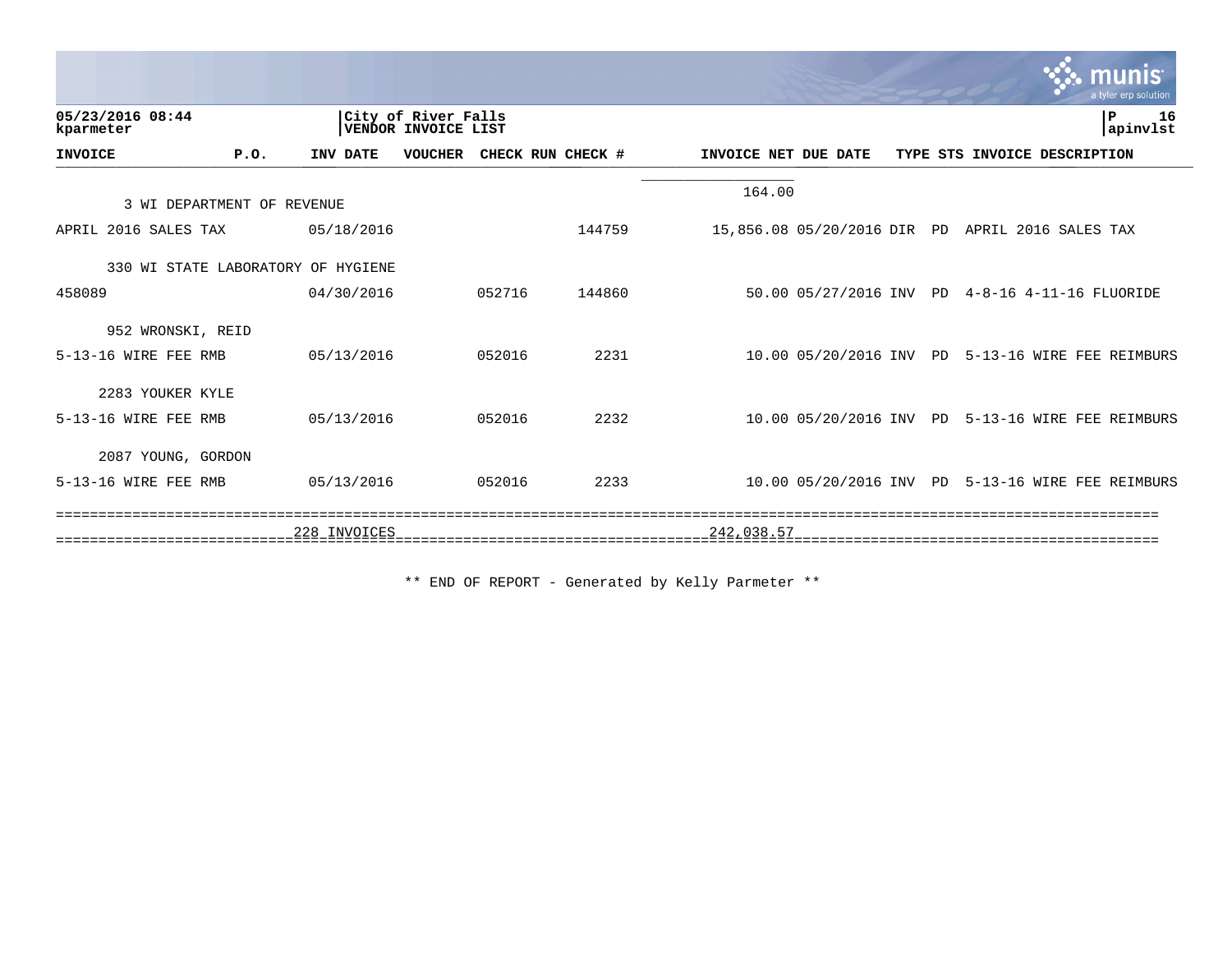05/23/2016 08:44
kparmeter

City of River Falls
VENDOR INVOICE LIST

| INVOICE | P.O. | INV DATE | VOUCHER | CHECK RUN | CHECK # | INVOICE NET | DUE DATE | TYPE | STS | INVOICE DESCRIPTION |
|---|---|---|---|---|---|---|---|---|---|---|
| | | | | | | 164.00 | | | | |
| 3 WI DEPARTMENT OF REVENUE | | | | | | | | | | |
| APRIL 2016 SALES TAX | | 05/18/2016 | | | 144759 | 15,856.08 | 05/20/2016 | DIR | PD | APRIL 2016 SALES TAX |
| 330 WI STATE LABORATORY OF HYGIENE | | | | | | | | | | |
| 458089 | | 04/30/2016 | | 052716 | 144860 | 50.00 | 05/27/2016 | INV | PD | 4-8-16 4-11-16 FLUORIDE |
| 952 WRONSKI, REID | | | | | | | | | | |
| 5-13-16 WIRE FEE RMB | | 05/13/2016 | | 052016 | 2231 | 10.00 | 05/20/2016 | INV | PD | 5-13-16 WIRE FEE REIMBURS |
| 2283 YOUKER KYLE | | | | | | | | | | |
| 5-13-16 WIRE FEE RMB | | 05/13/2016 | | 052016 | 2232 | 10.00 | 05/20/2016 | INV | PD | 5-13-16 WIRE FEE REIMBURS |
| 2087 YOUNG, GORDON | | | | | | | | | | |
| 5-13-16 WIRE FEE RMB | | 05/13/2016 | | 052016 | 2233 | 10.00 | 05/20/2016 | INV | PD | 5-13-16 WIRE FEE REIMBURS |
| | | 228 INVOICES | | | | 242,038.57 | | | | |

** END OF REPORT - Generated by Kelly Parmeter **